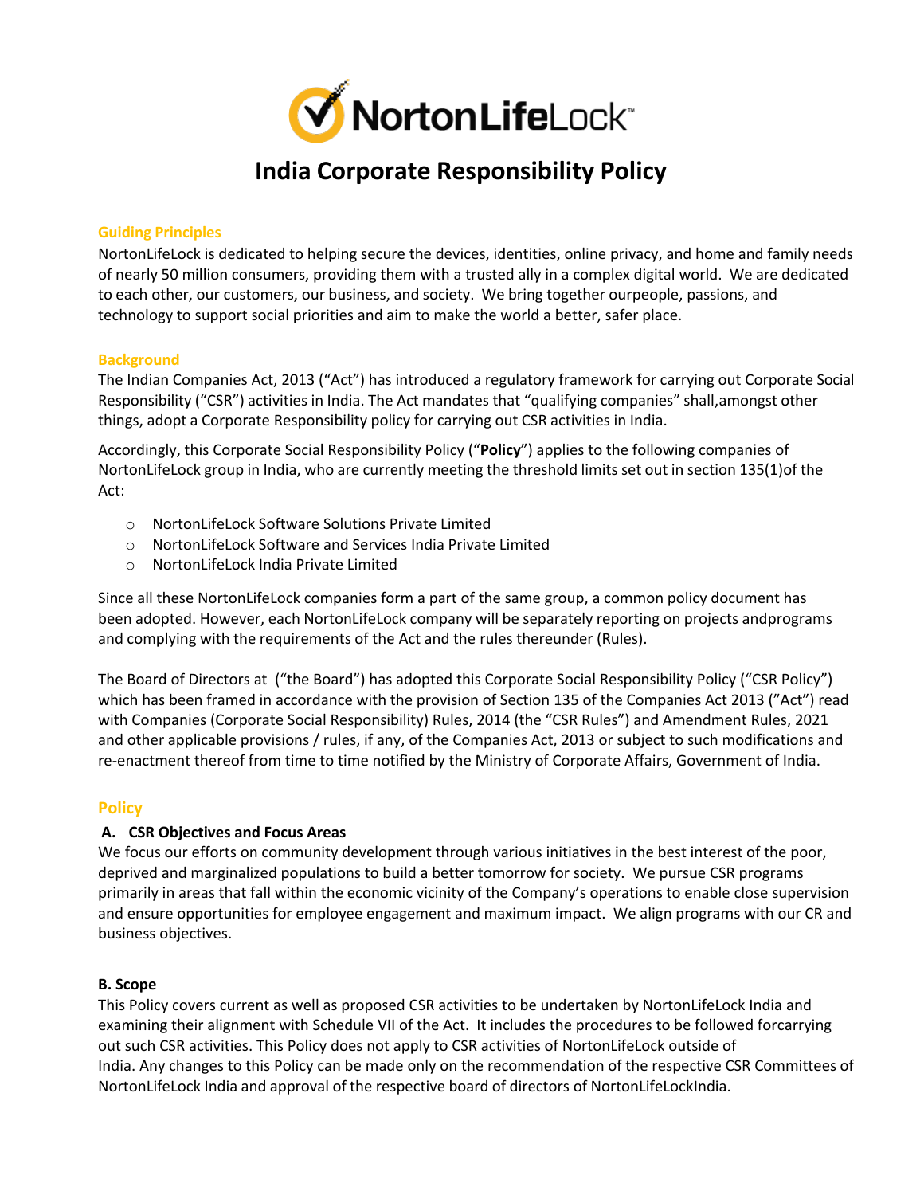# India Corporate Responsibility Policy

## Guiding Principles

NortonLifeLock is dedicated to helping secure the devices, identities, online privacy, and home and family needs of nearly 50 million consumers, providing them with a trusted ally in a complex digital world. We are dedicated to each other, our customers, our business, and society. We bring together ourpeople, passions, and technology to support social priorities and aim to make the world a better, safer place.

## Background

The Indian Companies Act, 2013 ("Act") has introduced a regulatory framework for carrying out Corporate Social Responsibility ("CSR") activities in India. The Act mandates that "qualifying companies" shall,amongst other things, adopt a Corporate Responsibility policy for carrying out CSR activities in India.

Accordingly, this Corporate Social Responsibility Policy ("**Policy**") applies to the following companies of NortonLifeLock group in India, who are currently meeting the threshold limits set out in section 135(1)of the Act:

- NortonLifeLock Software Solutions Private Limited
- NortonLifeLock Software and Services India Private Limited
- NortonLifeLock India Private Limited

Since all these NortonLifeLock companies form a part of the same group, a common policy document has been adopted. However, each NortonLifeLock company will be separately reporting on projects andprograms and complying with the requirements of the Act and the rules thereunder (Rules).

The Board of Directors at ("the Board") has adopted this Corporate Social Responsibility Policy ("CSR Policy") which has been framed in accordance with the provision of Section 135 of the Companies Act 2013 ("Act") read with Companies (Corporate Social Responsibility) Rules, 2014 (the "CSR Rules") and Amendment Rules, 2021 and other applicable provisions / rules, if any, of the Companies Act, 2013 or subject to such modifications and re-enactment thereof from time to time notified by the Ministry of Corporate Affairs, Government of India.

## Policy

### A. CSR Objectives and Focus Areas

We focus our efforts on community development through various initiatives in the best interest of the poor, deprived and marginalized populations to build a better tomorrow for society. We pursue CSR programs primarily in areas that fall within the economic vicinity of the Company's operations to enable close supervision and ensure opportunities for employee engagement and maximum impact. We align programs with our CR and business objectives.

### B. Scope

This Policy covers current as well as proposed CSR activities to be undertaken by NortonLifeLock India and examining their alignment with Schedule VII of the Act. It includes the procedures to be followed forcarrying out such CSR activities. This Policy does not apply to CSR activities of NortonLifeLock outside of India. Any changes to this Policy can be made only on the recommendation of the respective CSR Committees of NortonLifeLock India and approval of the respective board of directors of NortonLifeLockIndia.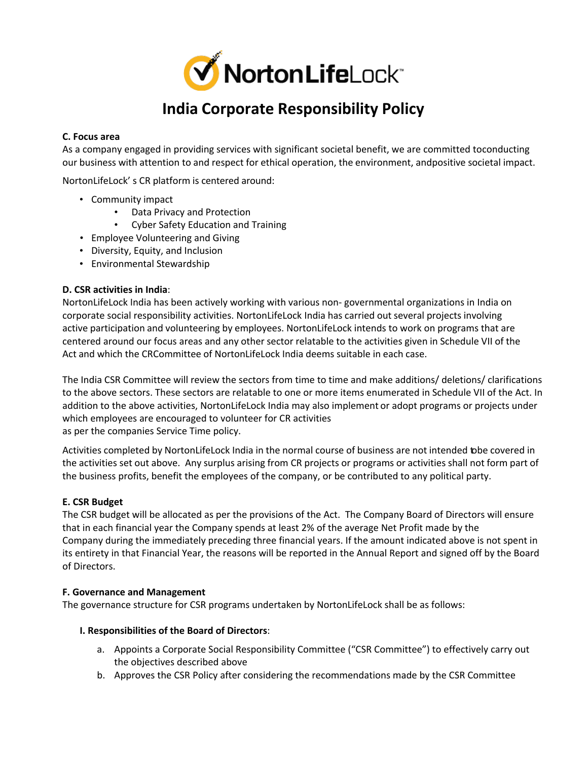# India Corporate Responsibility Policy

**C. Focus area**

As a company engaged in providing services with significant societal benefit, we are committed toconducting our business with attention to and respect for ethical operation, the environment, andpositive societal impact.

NortonLifeLock' s CR platform is centered around:

- Community impact
  - Data Privacy and Protection
  - Cyber Safety Education and Training
- Employee Volunteering and Giving
- Diversity, Equity, and Inclusion
- Environmental Stewardship

**D. CSR activities in India**:

NortonLifeLock India has been actively working with various non- governmental organizations in India on corporate social responsibility activities. NortonLifeLock India has carried out several projects involving active participation and volunteering by employees. NortonLifeLock intends to work on programs that are centered around our focus areas and any other sector relatable to the activities given in Schedule VII of the Act and which the CRCommittee of NortonLifeLock India deems suitable in each case.

The India CSR Committee will review the sectors from time to time and make additions/ deletions/ clarifications to the above sectors. These sectors are relatable to one or more items enumerated in Schedule VII of the Act. In addition to the above activities, NortonLifeLock India may also implement or adopt programs or projects under which employees are encouraged to volunteer for CR activities as per the companies Service Time policy.

Activities completed by NortonLifeLock India in the normal course of business are not intended tobe covered in the activities set out above. Any surplus arising from CR projects or programs or activities shall not form part of the business profits, benefit the employees of the company, or be contributed to any political party.

**E. CSR Budget**

The CSR budget will be allocated as per the provisions of the Act. The Company Board of Directors will ensure that in each financial year the Company spends at least 2% of the average Net Profit made by the Company during the immediately preceding three financial years. If the amount indicated above is not spent in its entirety in that Financial Year, the reasons will be reported in the Annual Report and signed off by the Board of Directors.

**F. Governance and Management**

The governance structure for CSR programs undertaken by NortonLifeLock shall be as follows:

**I. Responsibilities of the Board of Directors**:

a. Appoints a Corporate Social Responsibility Committee ("CSR Committee") to effectively carry out the objectives described above
b. Approves the CSR Policy after considering the recommendations made by the CSR Committee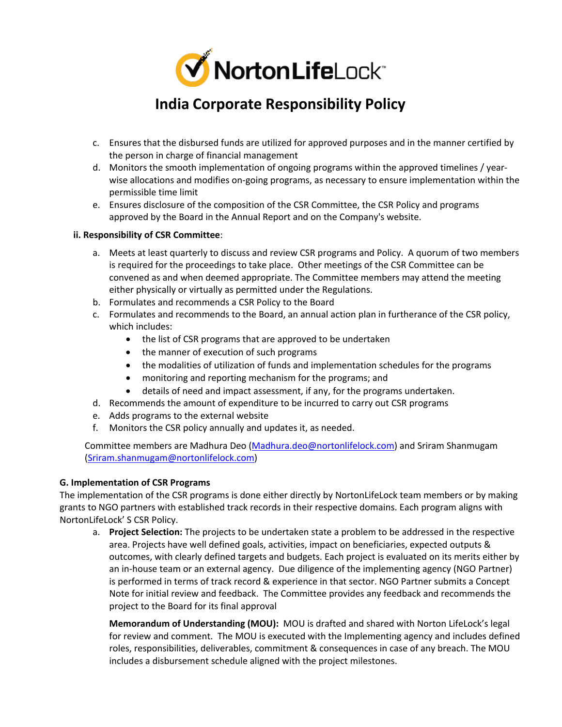c. Ensures that the disbursed funds are utilized for approved purposes and in the manner certified by the person in charge of financial management
d. Monitors the smooth implementation of ongoing programs within the approved timelines / year-wise allocations and modifies on-going programs, as necessary to ensure implementation within the permissible time limit
e. Ensures disclosure of the composition of the CSR Committee, the CSR Policy and programs approved by the Board in the Annual Report and on the Company's website.

**ii. Responsibility of CSR Committee**:

a. Meets at least quarterly to discuss and review CSR programs and Policy. A quorum of two members is required for the proceedings to take place. Other meetings of the CSR Committee can be convened as and when deemed appropriate. The Committee members may attend the meeting either physically or virtually as permitted under the Regulations.
b. Formulates and recommends a CSR Policy to the Board
c. Formulates and recommends to the Board, an annual action plan in furtherance of the CSR policy, which includes:
    - the list of CSR programs that are approved to be undertaken
    - the manner of execution of such programs
    - the modalities of utilization of funds and implementation schedules for the programs
    - monitoring and reporting mechanism for the programs; and
    - details of need and impact assessment, if any, for the programs undertaken.
d. Recommends the amount of expenditure to be incurred to carry out CSR programs
e. Adds programs to the external website
f. Monitors the CSR policy annually and updates it, as needed.

Committee members are Madhura Deo (Madhura.deo@nortonlifelock.com) and Sriram Shanmugam (Sriram.shanmugam@nortonlifelock.com)

**G. Implementation of CSR Programs**

The implementation of the CSR programs is done either directly by NortonLifeLock team members or by making grants to NGO partners with established track records in their respective domains. Each program aligns with NortonLifeLock' S CSR Policy.

a. **Project Selection:** The projects to be undertaken state a problem to be addressed in the respective area. Projects have well defined goals, activities, impact on beneficiaries, expected outputs & outcomes, with clearly defined targets and budgets. Each project is evaluated on its merits either by an in-house team or an external agency. Due diligence of the implementing agency (NGO Partner) is performed in terms of track record & experience in that sector. NGO Partner submits a Concept Note for initial review and feedback. The Committee provides any feedback and recommends the project to the Board for its final approval

   **Memorandum of Understanding (MOU):** MOU is drafted and shared with Norton LifeLock's legal for review and comment. The MOU is executed with the Implementing agency and includes defined roles, responsibilities, deliverables, commitment & consequences in case of any breach. The MOU includes a disbursement schedule aligned with the project milestones.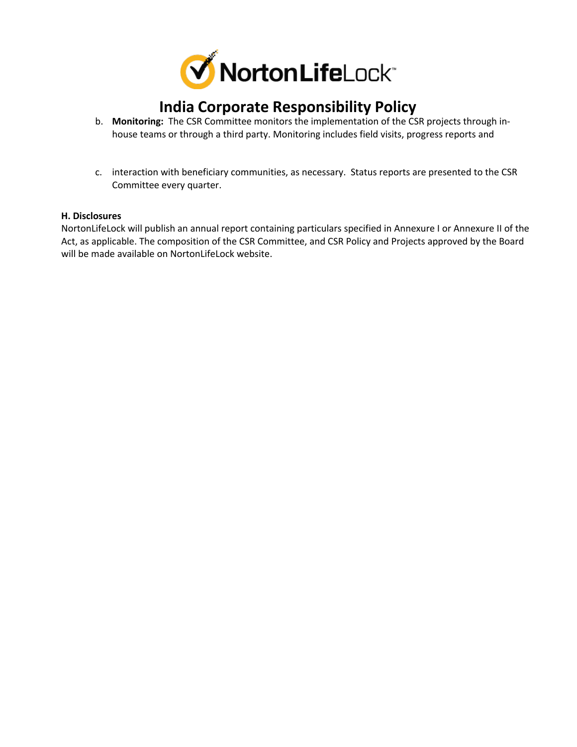b. **Monitoring:** The CSR Committee monitors the implementation of the CSR projects through in-house teams or through a third party. Monitoring includes field visits, progress reports and

c. interaction with beneficiary communities, as necessary. Status reports are presented to the CSR Committee every quarter.

**H. Disclosures**

NortonLifeLock will publish an annual report containing particulars specified in Annexure I or Annexure II of the Act, as applicable. The composition of the CSR Committee, and CSR Policy and Projects approved by the Board will be made available on NortonLifeLock website.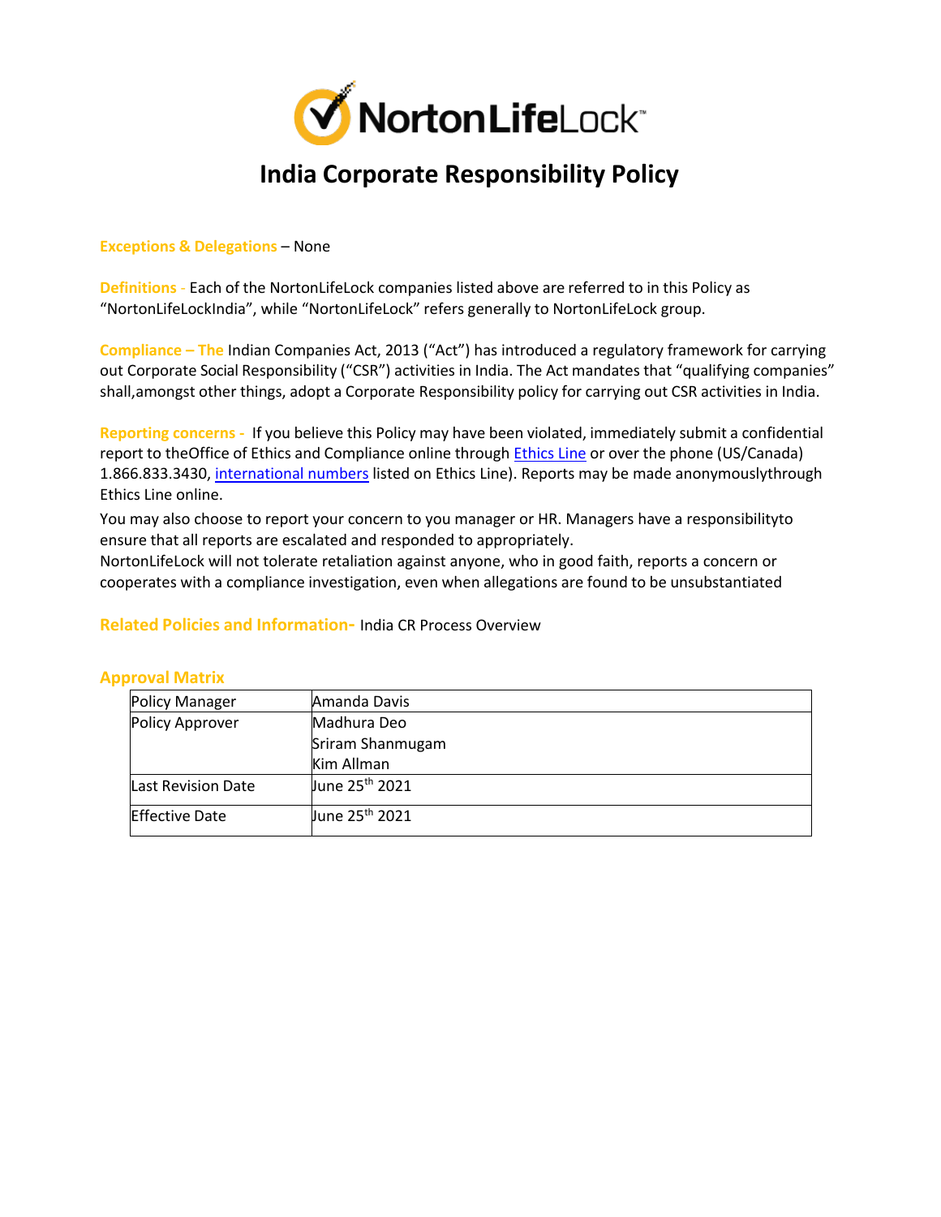NortonLifeLock

# India Corporate Responsibility Policy

**Exceptions & Delegations** – None

**Definitions** - Each of the NortonLifeLock companies listed above are referred to in this Policy as "NortonLifeLockIndia", while "NortonLifeLock" refers generally to NortonLifeLock group.

**Compliance – The** Indian Companies Act, 2013 ("Act") has introduced a regulatory framework for carrying out Corporate Social Responsibility ("CSR") activities in India. The Act mandates that "qualifying companies" shall,amongst other things, adopt a Corporate Responsibility policy for carrying out CSR activities in India.

**Reporting concerns -** If you believe this Policy may have been violated, immediately submit a confidential report to theOffice of Ethics and Compliance online through Ethics Line or over the phone (US/Canada) 1.866.833.3430, international numbers listed on Ethics Line). Reports may be made anonymouslythrough Ethics Line online.

You may also choose to report your concern to you manager or HR. Managers have a responsibilityto ensure that all reports are escalated and responded to appropriately.

NortonLifeLock will not tolerate retaliation against anyone, who in good faith, reports a concern or cooperates with a compliance investigation, even when allegations are found to be unsubstantiated

**Related Policies and Information-** India CR Process Overview

## Approval Matrix

| | |
|---|---|
| Policy Manager | Amanda Davis |
| Policy Approver | Madhura Deo<br>Sriram Shanmugam<br>Kim Allman |
| Last Revision Date | June 25th 2021 |
| Effective Date | June 25th 2021 |